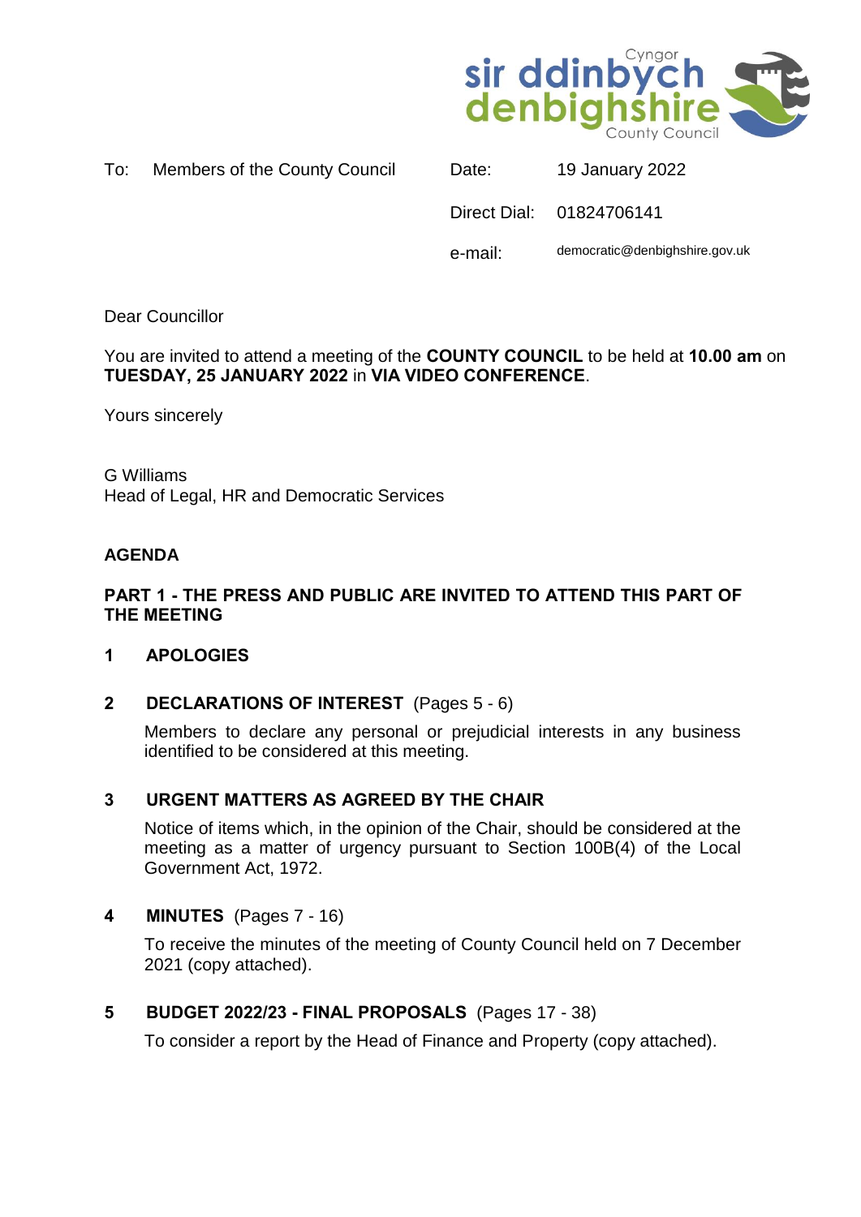Cyngor sir ddinbych denbighshire County Council

| | | | |
|---|---|---|---|
| To: | Members of the County Council | Date: | 19 January 2022 |
| | | Direct Dial: | 01824706141 |
| | | e-mail: | democratic@denbighshire.gov.uk |

Dear Councillor

You are invited to attend a meeting of the **COUNTY COUNCIL** to be held at **10.00 am** on **TUESDAY, 25 JANUARY 2022** in **VIA VIDEO CONFERENCE**.

Yours sincerely

G Williams
Head of Legal, HR and Democratic Services

## AGENDA

### PART 1 - THE PRESS AND PUBLIC ARE INVITED TO ATTEND THIS PART OF THE MEETING

**1 APOLOGIES**

**2 DECLARATIONS OF INTEREST** (Pages 5 - 6)

Members to declare any personal or prejudicial interests in any business identified to be considered at this meeting.

**3 URGENT MATTERS AS AGREED BY THE CHAIR**

Notice of items which, in the opinion of the Chair, should be considered at the meeting as a matter of urgency pursuant to Section 100B(4) of the Local Government Act, 1972.

**4 MINUTES** (Pages 7 - 16)

To receive the minutes of the meeting of County Council held on 7 December 2021 (copy attached).

**5 BUDGET 2022/23 - FINAL PROPOSALS** (Pages 17 - 38)

To consider a report by the Head of Finance and Property (copy attached).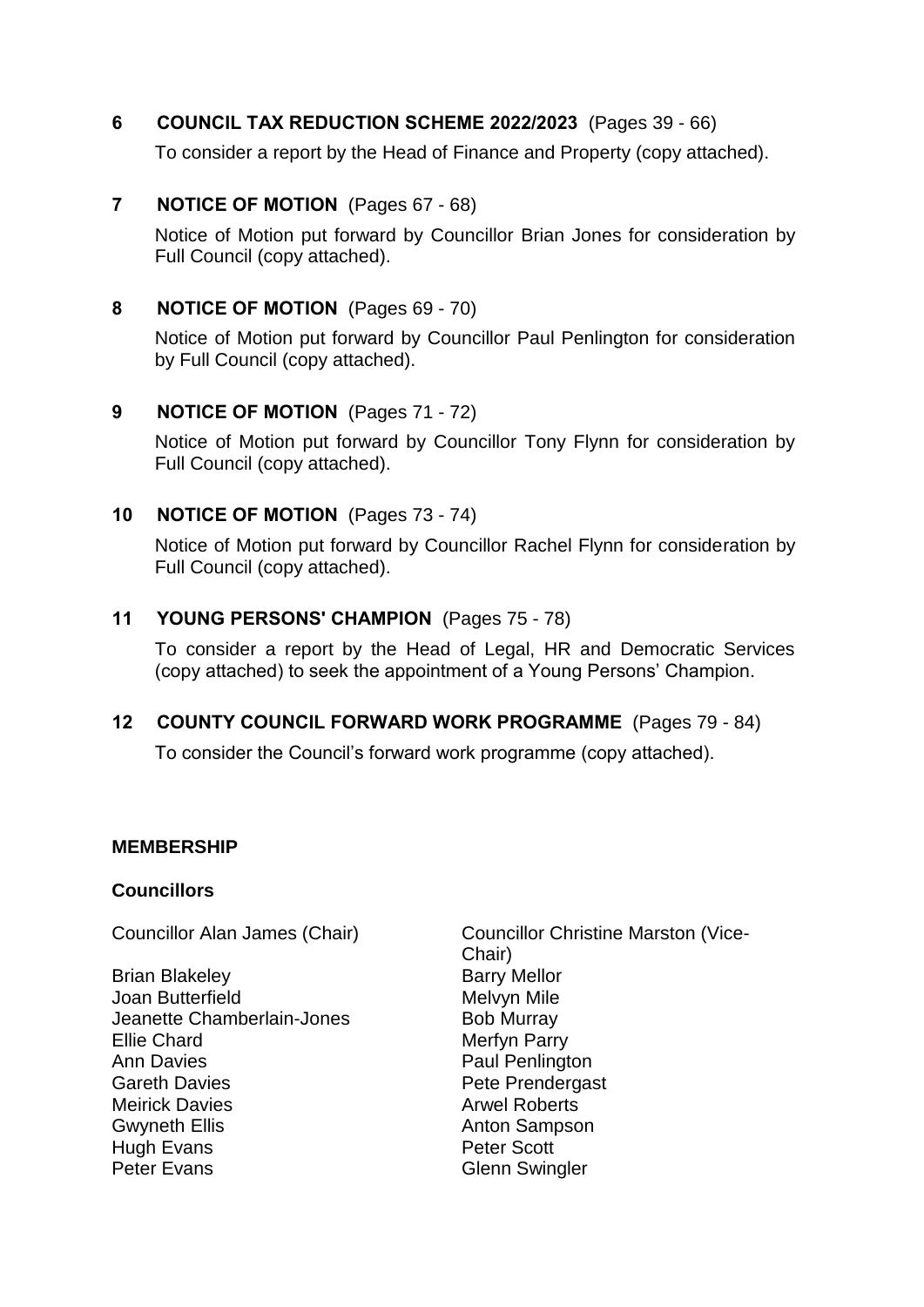**6 COUNCIL TAX REDUCTION SCHEME 2022/2023** (Pages 39 - 66)

To consider a report by the Head of Finance and Property (copy attached).

**7 NOTICE OF MOTION** (Pages 67 - 68)

Notice of Motion put forward by Councillor Brian Jones for consideration by Full Council (copy attached).

**8 NOTICE OF MOTION** (Pages 69 - 70)

Notice of Motion put forward by Councillor Paul Penlington for consideration by Full Council (copy attached).

**9 NOTICE OF MOTION** (Pages 71 - 72)

Notice of Motion put forward by Councillor Tony Flynn for consideration by Full Council (copy attached).

**10 NOTICE OF MOTION** (Pages 73 - 74)

Notice of Motion put forward by Councillor Rachel Flynn for consideration by Full Council (copy attached).

**11 YOUNG PERSONS' CHAMPION** (Pages 75 - 78)

To consider a report by the Head of Legal, HR and Democratic Services (copy attached) to seek the appointment of a Young Persons' Champion.

**12 COUNTY COUNCIL FORWARD WORK PROGRAMME** (Pages 79 - 84)

To consider the Council's forward work programme (copy attached).

**MEMBERSHIP**

**Councillors**

Councillor Alan James (Chair)

Councillor Christine Marston (Vice-Chair)

Brian Blakeley
Joan Butterfield
Jeanette Chamberlain-Jones
Ellie Chard
Ann Davies
Gareth Davies
Meirick Davies
Gwyneth Ellis
Hugh Evans
Peter Evans
Barry Mellor
Melvyn Mile
Bob Murray
Merfyn Parry
Paul Penlington
Pete Prendergast
Arwel Roberts
Anton Sampson
Peter Scott
Glenn Swingler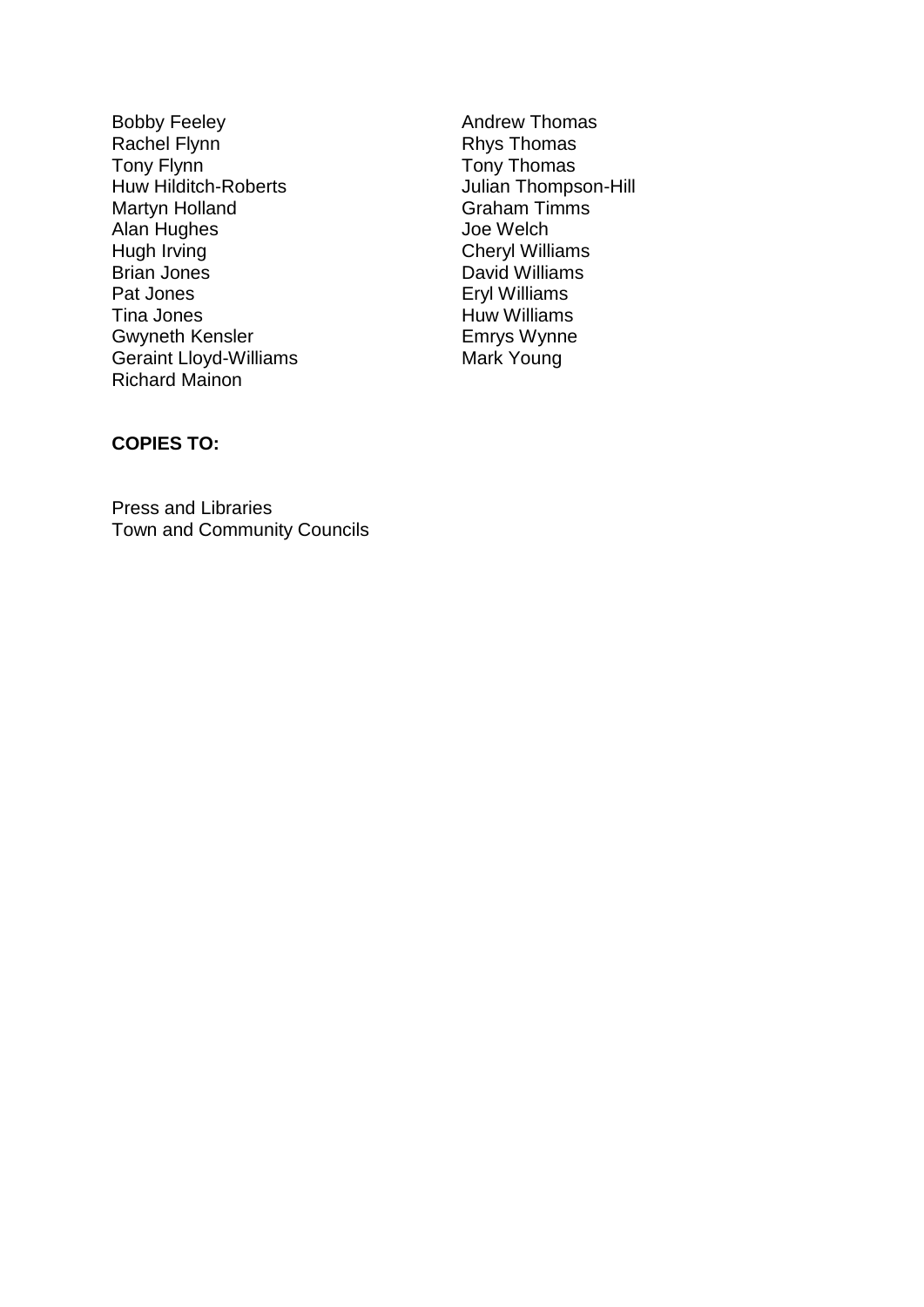Bobby Feeley
Rachel Flynn
Tony Flynn
Huw Hilditch-Roberts
Martyn Holland
Alan Hughes
Hugh Irving
Brian Jones
Pat Jones
Tina Jones
Gwyneth Kensler
Geraint Lloyd-Williams
Richard Mainon

Andrew Thomas
Rhys Thomas
Tony Thomas
Julian Thompson-Hill
Graham Timms
Joe Welch
Cheryl Williams
David Williams
Eryl Williams
Huw Williams
Emrys Wynne
Mark Young

**COPIES TO:**

Press and Libraries
Town and Community Councils